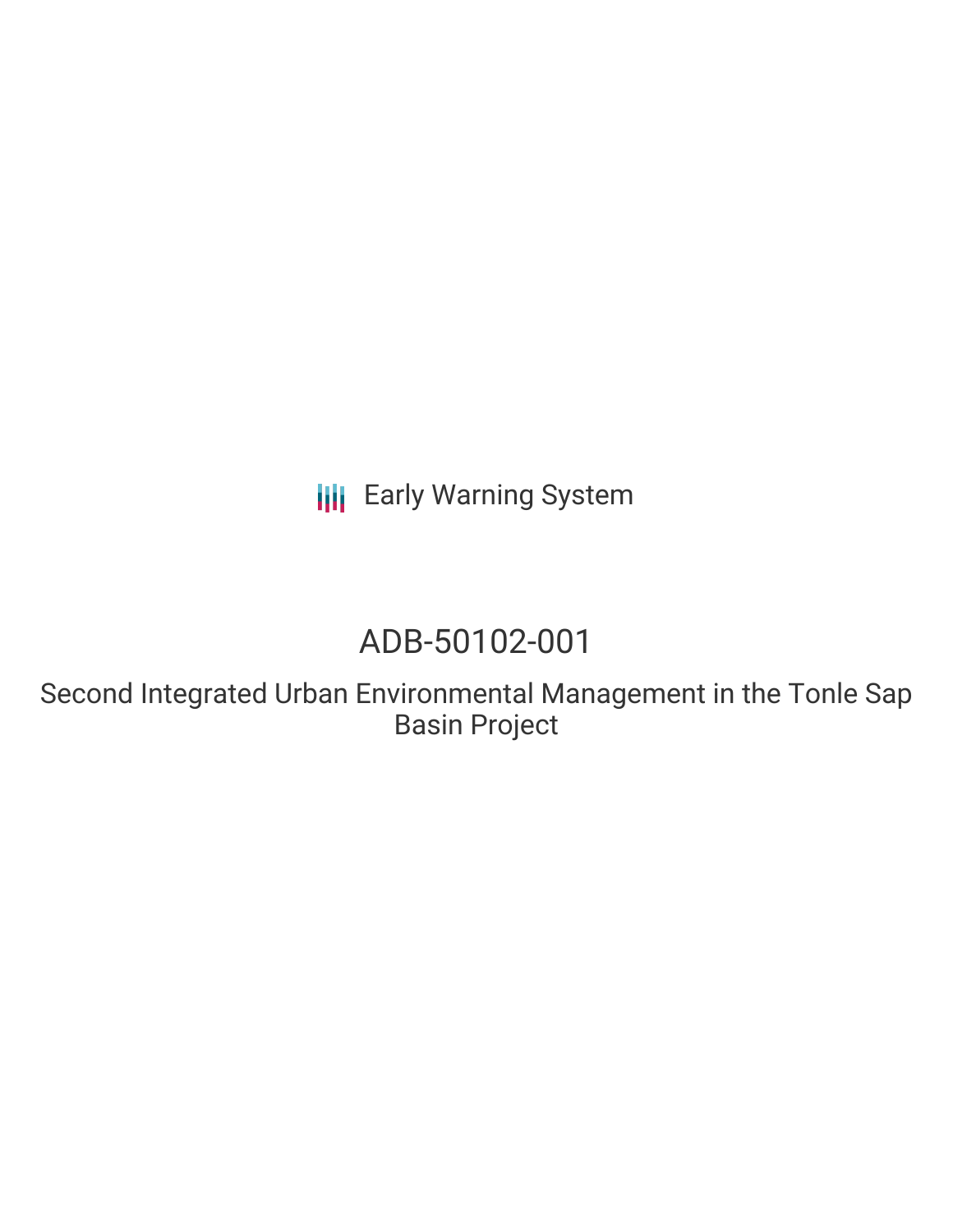Early Warning System

# ADB-50102-001

## Second Integrated Urban Environmental Management in the Tonle Sap Basin Project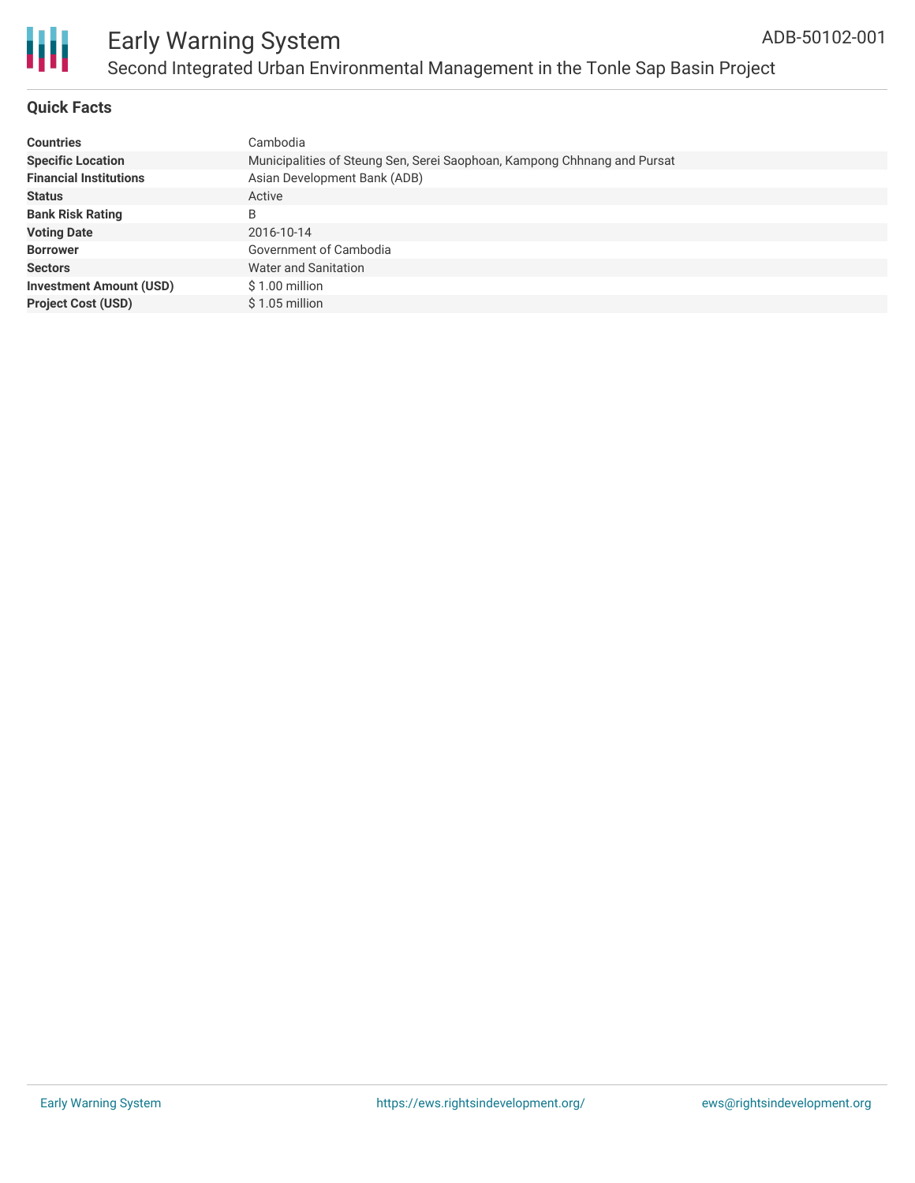# Early Warning System

## Second Integrated Urban Environmental Management in the Tonle Sap Basin Project

ADB-50102-001

### Quick Facts

| | |
|---|---|
| **Countries** | Cambodia |
| **Specific Location** | Municipalities of Steung Sen, Serei Saophoan, Kampong Chhnang and Pursat |
| **Financial Institutions** | Asian Development Bank (ADB) |
| **Status** | Active |
| **Bank Risk Rating** | B |
| **Voting Date** | 2016-10-14 |
| **Borrower** | Government of Cambodia |
| **Sectors** | Water and Sanitation |
| **Investment Amount (USD)** | $ 1.00 million |
| **Project Cost (USD)** | $ 1.05 million |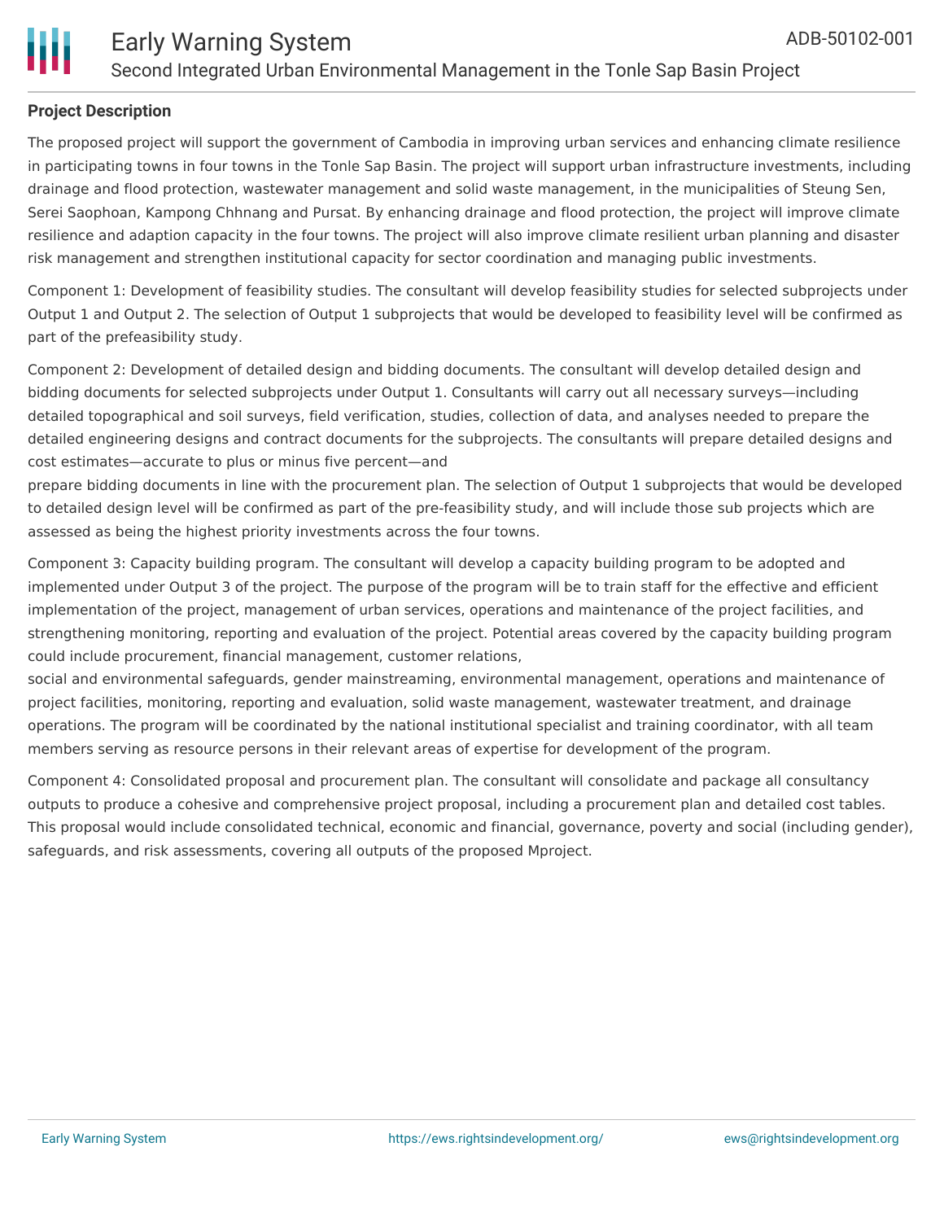**Project Description**

The proposed project will support the government of Cambodia in improving urban services and enhancing climate resilience in participating towns in four towns in the Tonle Sap Basin. The project will support urban infrastructure investments, including drainage and flood protection, wastewater management and solid waste management, in the municipalities of Steung Sen, Serei Saophoan, Kampong Chhnang and Pursat. By enhancing drainage and flood protection, the project will improve climate resilience and adaption capacity in the four towns. The project will also improve climate resilient urban planning and disaster risk management and strengthen institutional capacity for sector coordination and managing public investments.

Component 1: Development of feasibility studies. The consultant will develop feasibility studies for selected subprojects under Output 1 and Output 2. The selection of Output 1 subprojects that would be developed to feasibility level will be confirmed as part of the prefeasibility study.

Component 2: Development of detailed design and bidding documents. The consultant will develop detailed design and bidding documents for selected subprojects under Output 1. Consultants will carry out all necessary surveys—including detailed topographical and soil surveys, field verification, studies, collection of data, and analyses needed to prepare the detailed engineering designs and contract documents for the subprojects. The consultants will prepare detailed designs and cost estimates—accurate to plus or minus five percent—and
prepare bidding documents in line with the procurement plan. The selection of Output 1 subprojects that would be developed to detailed design level will be confirmed as part of the pre-feasibility study, and will include those sub projects which are assessed as being the highest priority investments across the four towns.

Component 3: Capacity building program. The consultant will develop a capacity building program to be adopted and implemented under Output 3 of the project. The purpose of the program will be to train staff for the effective and efficient implementation of the project, management of urban services, operations and maintenance of the project facilities, and strengthening monitoring, reporting and evaluation of the project. Potential areas covered by the capacity building program could include procurement, financial management, customer relations,
social and environmental safeguards, gender mainstreaming, environmental management, operations and maintenance of project facilities, monitoring, reporting and evaluation, solid waste management, wastewater treatment, and drainage operations. The program will be coordinated by the national institutional specialist and training coordinator, with all team members serving as resource persons in their relevant areas of expertise for development of the program.

Component 4: Consolidated proposal and procurement plan. The consultant will consolidate and package all consultancy outputs to produce a cohesive and comprehensive project proposal, including a procurement plan and detailed cost tables. This proposal would include consolidated technical, economic and financial, governance, poverty and social (including gender), safeguards, and risk assessments, covering all outputs of the proposed Mproject.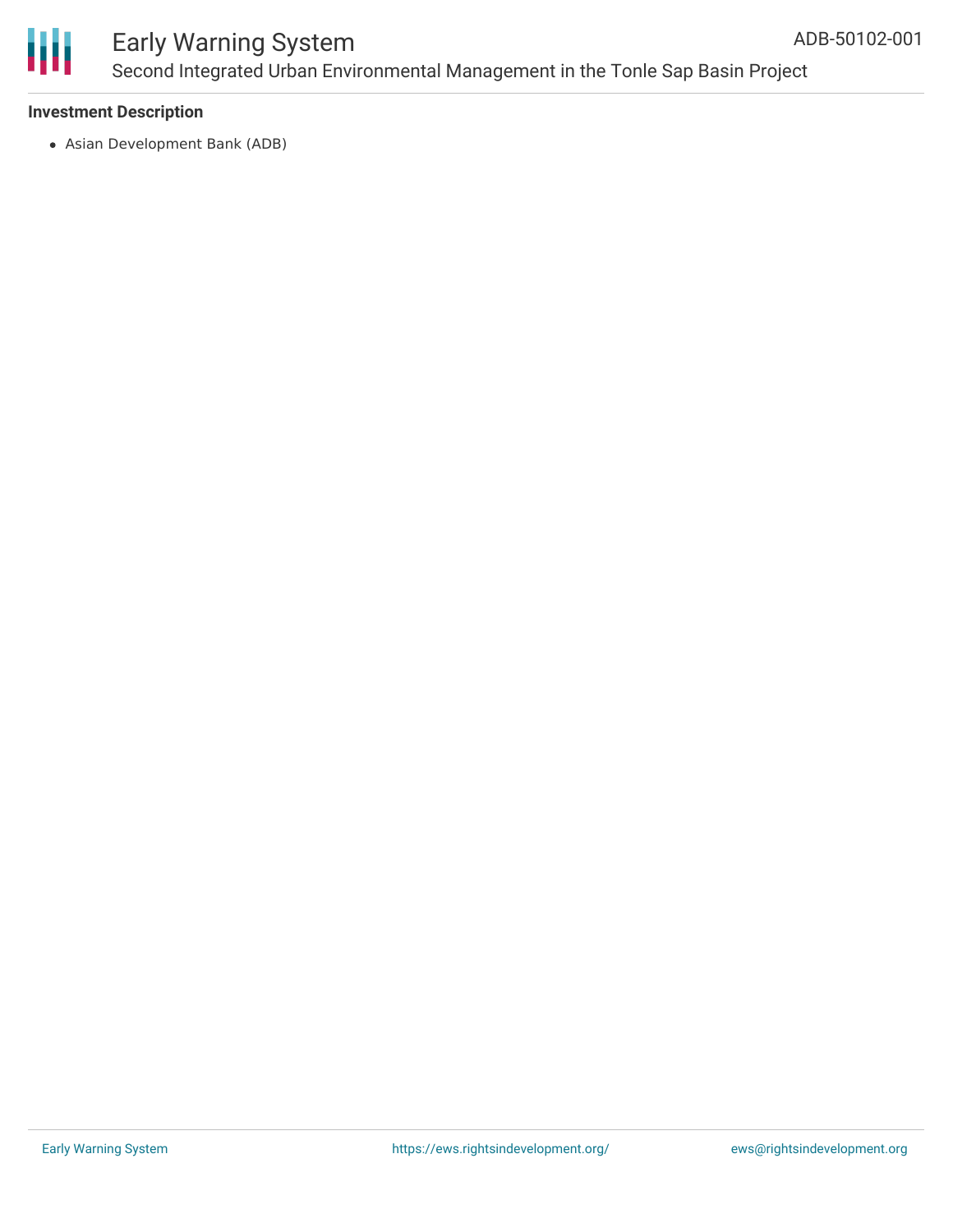### Investment Description

- Asian Development Bank (ADB)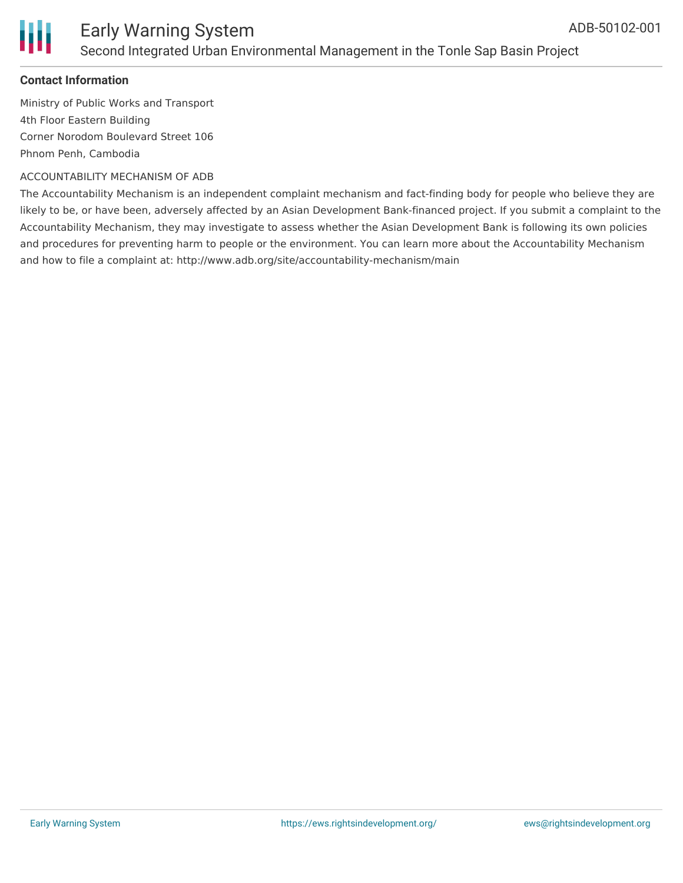**Contact Information**

Ministry of Public Works and Transport
4th Floor Eastern Building
Corner Norodom Boulevard Street 106
Phnom Penh, Cambodia

ACCOUNTABILITY MECHANISM OF ADB

The Accountability Mechanism is an independent complaint mechanism and fact-finding body for people who believe they are likely to be, or have been, adversely affected by an Asian Development Bank-financed project. If you submit a complaint to the Accountability Mechanism, they may investigate to assess whether the Asian Development Bank is following its own policies and procedures for preventing harm to people or the environment. You can learn more about the Accountability Mechanism and how to file a complaint at: http://www.adb.org/site/accountability-mechanism/main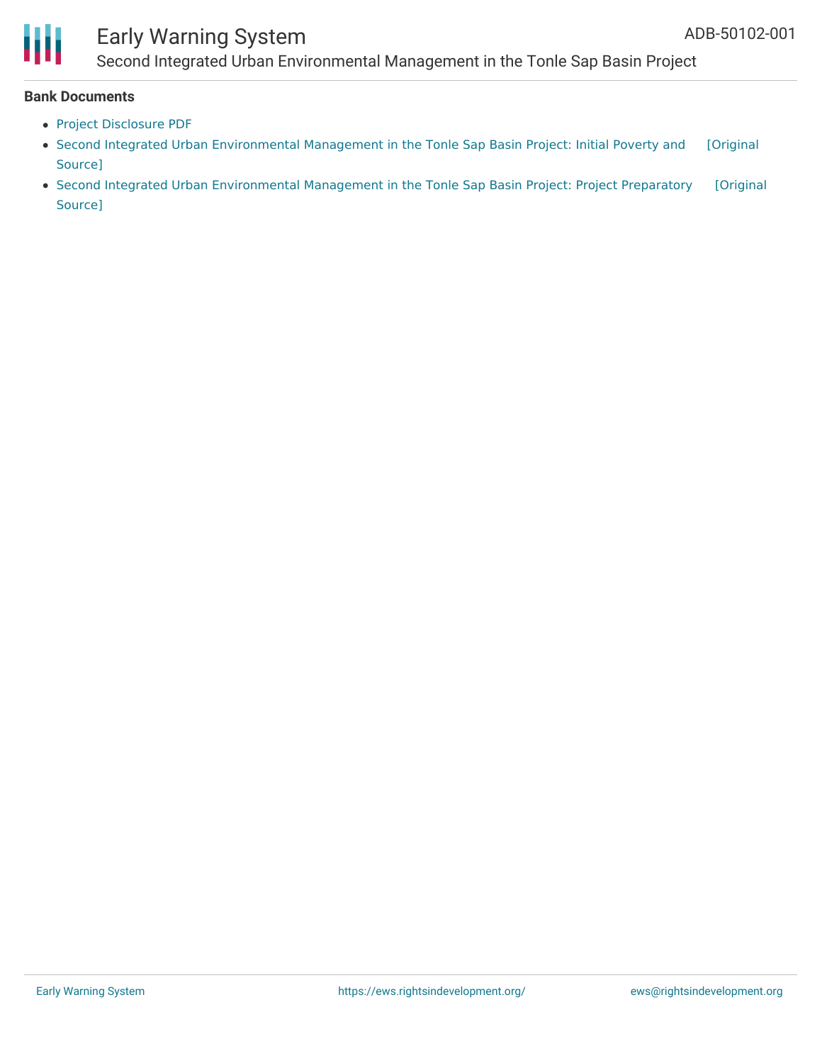**Bank Documents**

- Project Disclosure PDF
- Second Integrated Urban Environmental Management in the Tonle Sap Basin Project: Initial Poverty and [Original Source]
- Second Integrated Urban Environmental Management in the Tonle Sap Basin Project: Project Preparatory [Original Source]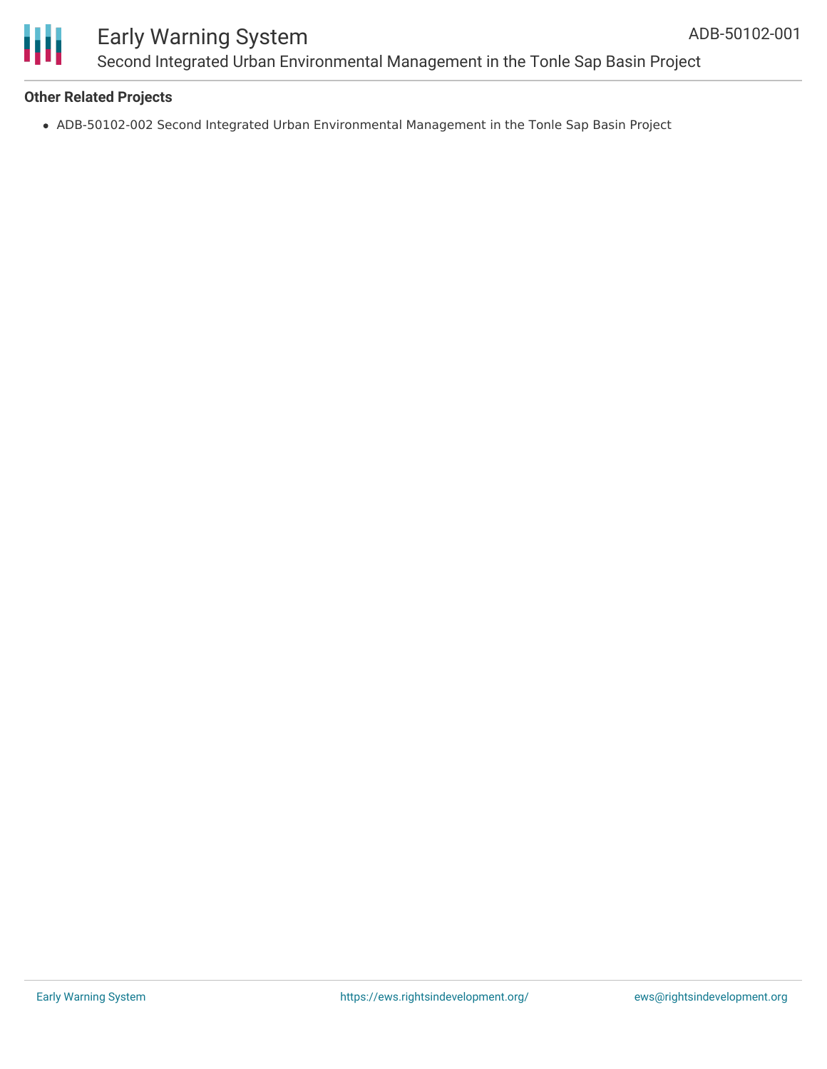**Other Related Projects**

- ADB-50102-002 Second Integrated Urban Environmental Management in the Tonle Sap Basin Project